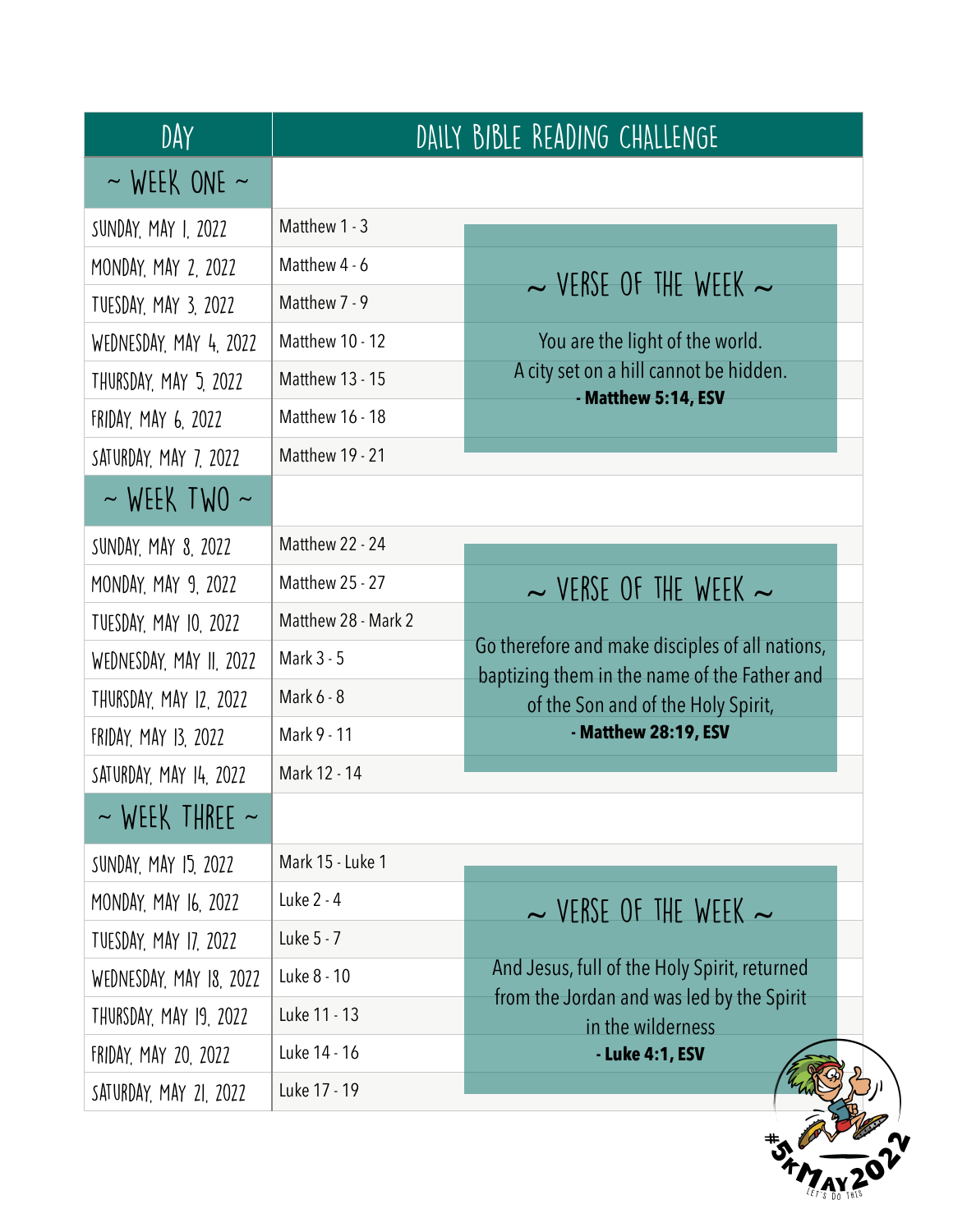| DAY | DAILY BIBLE READING CHALLENGE |
|---|---|
| ~ WEEK ONE ~ | |
| SUNDAY, MAY 1, 2022 | Matthew 1 - 3 |
| MONDAY, MAY 2, 2022 | Matthew 4 - 6 |
| TUESDAY, MAY 3, 2022 | Matthew 7 - 9 |
| WEDNESDAY, MAY 4, 2022 | Matthew 10 - 12 |
| THURSDAY, MAY 5, 2022 | Matthew 13 - 15 |
| FRIDAY, MAY 6, 2022 | Matthew 16 - 18 |
| SATURDAY, MAY 7, 2022 | Matthew 19 - 21 |
| ~ WEEK TWO ~ | |
| SUNDAY, MAY 8, 2022 | Matthew 22 - 24 |
| MONDAY, MAY 9, 2022 | Matthew 25 - 27 |
| TUESDAY, MAY 10, 2022 | Matthew 28 - Mark 2 |
| WEDNESDAY, MAY 11, 2022 | Mark 3 - 5 |
| THURSDAY, MAY 12, 2022 | Mark 6 - 8 |
| FRIDAY, MAY 13, 2022 | Mark 9 - 11 |
| SATURDAY, MAY 14, 2022 | Mark 12 - 14 |
| ~ WEEK THREE ~ | |
| SUNDAY, MAY 15, 2022 | Mark 15 - Luke 1 |
| MONDAY, MAY 16, 2022 | Luke 2 - 4 |
| TUESDAY, MAY 17, 2022 | Luke 5 - 7 |
| WEDNESDAY, MAY 18, 2022 | Luke 8 - 10 |
| THURSDAY, MAY 19, 2022 | Luke 11 - 13 |
| FRIDAY, MAY 20, 2022 | Luke 14 - 16 |
| SATURDAY, MAY 21, 2022 | Luke 17 - 19 |

### ~ VERSE OF THE WEEK ~

You are the light of the world.
A city set on a hill cannot be hidden.
**- Matthew 5:14, ESV**

### ~ VERSE OF THE WEEK ~

Go therefore and make disciples of all nations, baptizing them in the name of the Father and of the Son and of the Holy Spirit,
**- Matthew 28:19, ESV**

### ~ VERSE OF THE WEEK ~

And Jesus, full of the Holy Spirit, returned from the Jordan and was led by the Spirit in the wilderness
**- Luke 4:1, ESV**

#5KMAY2022
LET'S DO THIS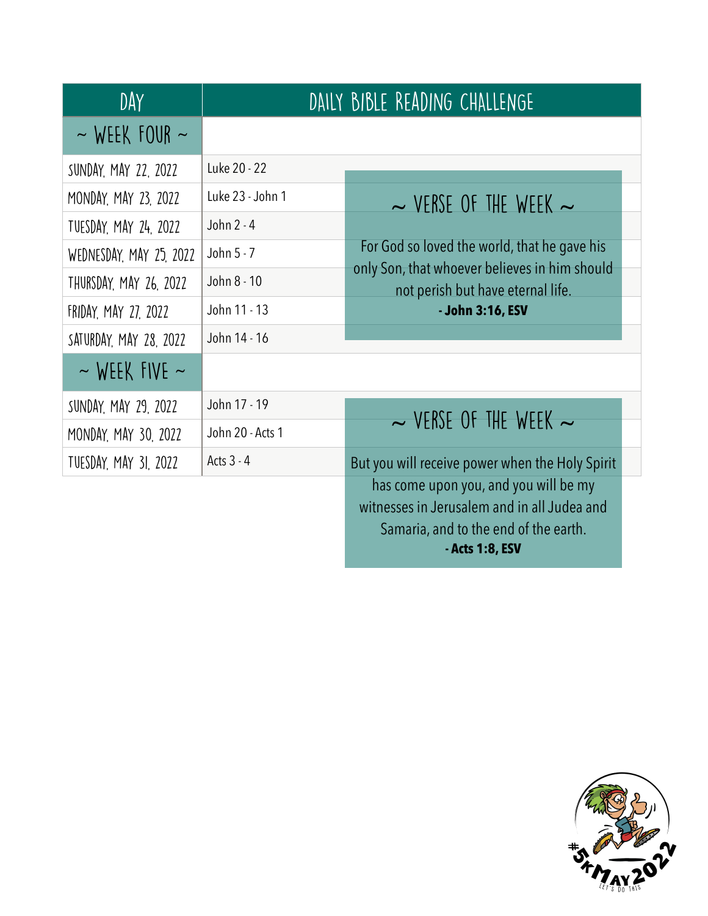| DAY | DAILY BIBLE READING CHALLENGE |
| --- | --- |
| ~ WEEK FOUR ~ | |
| SUNDAY, MAY 22, 2022 | Luke 20 - 22 |
| MONDAY, MAY 23, 2022 | Luke 23 - John 1 |
| TUESDAY, MAY 24, 2022 | John 2 - 4 |
| WEDNESDAY, MAY 25, 2022 | John 5 - 7 |
| THURSDAY, MAY 26, 2022 | John 8 - 10 |
| FRIDAY, MAY 27, 2022 | John 11 - 13 |
| SATURDAY, MAY 28, 2022 | John 14 - 16 |
| ~ WEEK FIVE ~ | |
| SUNDAY, MAY 29, 2022 | John 17 - 19 |
| MONDAY, MAY 30, 2022 | John 20 - Acts 1 |
| TUESDAY, MAY 31, 2022 | Acts 3 - 4 |

## ~ VERSE OF THE WEEK ~

For God so loved the world, that he gave his only Son, that whoever believes in him should not perish but have eternal life.

**- John 3:16, ESV**

## ~ VERSE OF THE WEEK ~

But you will receive power when the Holy Spirit has come upon you, and you will be my witnesses in Jerusalem and in all Judea and Samaria, and to the end of the earth.

**- Acts 1:8, ESV**

#5KMAY2022

LET'S DO THIS